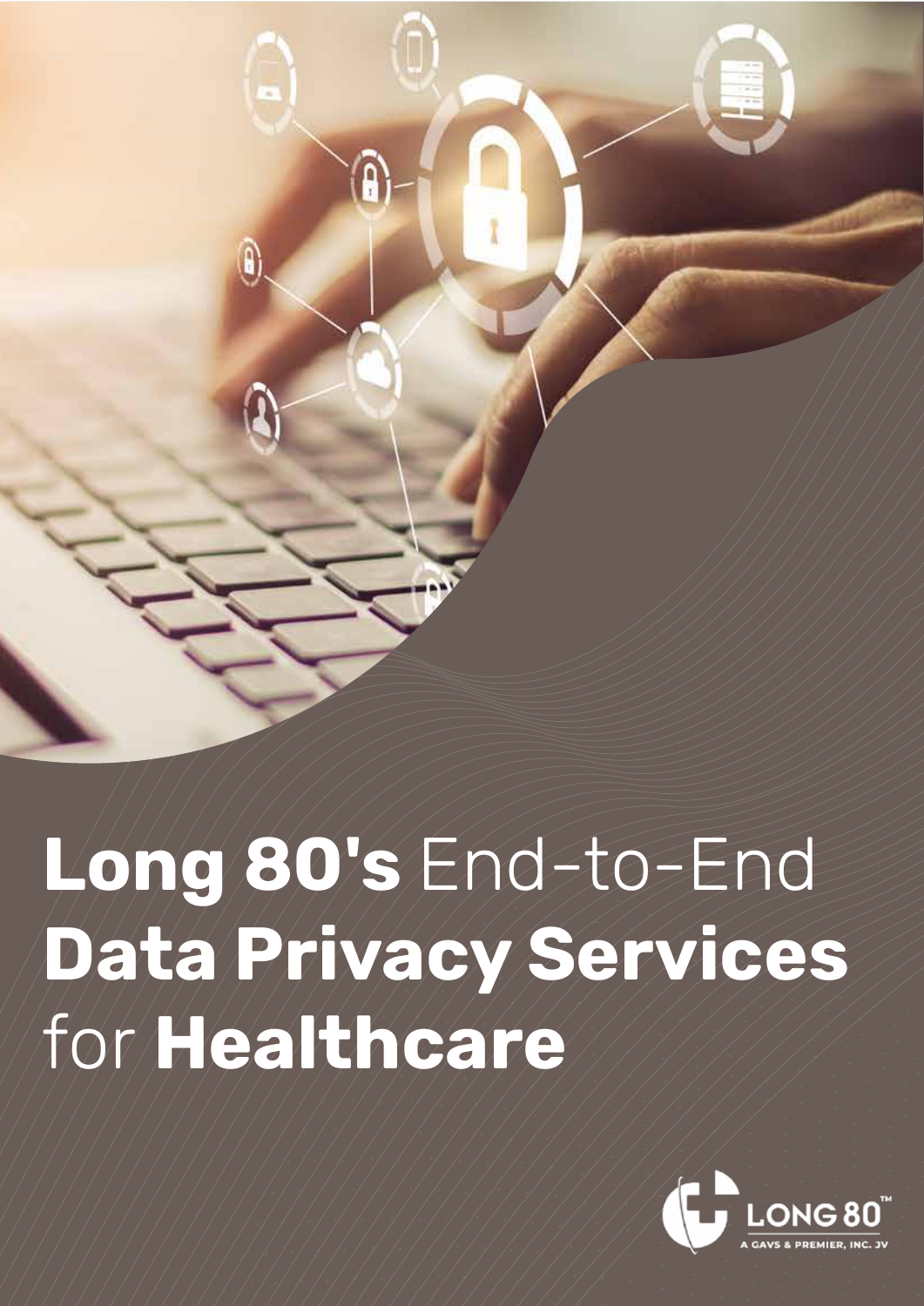# **Long 80's** End-to-End **Data Privacy Services** for **Healthcare**

LONG 80™

A GAVS & PREMIER, INC. JV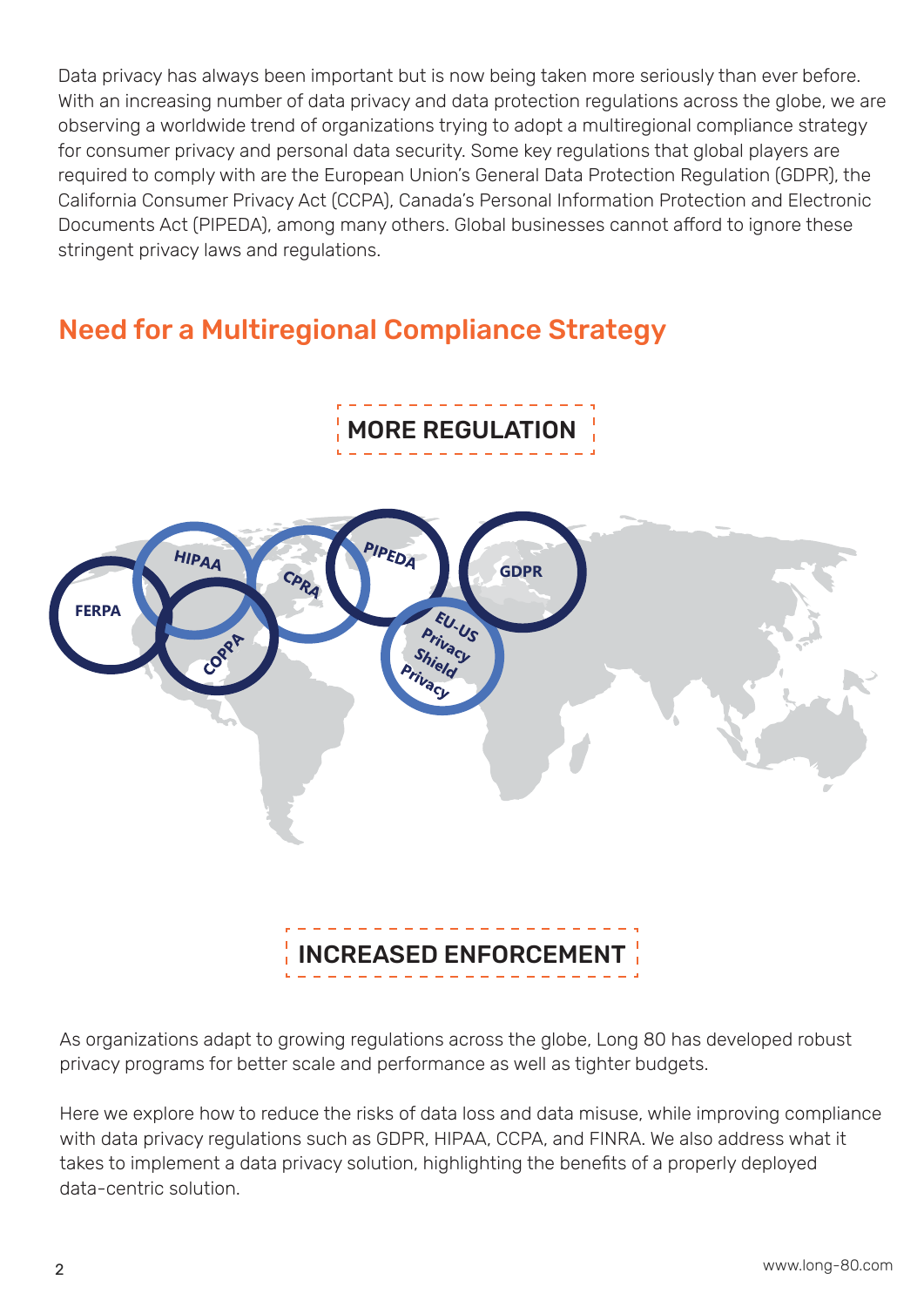Data privacy has always been important but is now being taken more seriously than ever before. With an increasing number of data privacy and data protection regulations across the globe, we are observing a worldwide trend of organizations trying to adopt a multiregional compliance strategy for consumer privacy and personal data security. Some key regulations that global players are required to comply with are the European Union's General Data Protection Regulation (GDPR), the California Consumer Privacy Act (CCPA), Canada's Personal Information Protection and Electronic Documents Act (PIPEDA), among many others. Global businesses cannot afford to ignore these stringent privacy laws and regulations.

## Need for a Multiregional Compliance Strategy

MORE REGULATION

FERPA

HIPAA

COPPA

CPRA

PIPEDA

EU-US Privacy Shield Privacy

GDPR

INCREASED ENFORCEMENT

As organizations adapt to growing regulations across the globe, Long 80 has developed robust privacy programs for better scale and performance as well as tighter budgets.

Here we explore how to reduce the risks of data loss and data misuse, while improving compliance with data privacy regulations such as GDPR, HIPAA, CCPA, and FINRA. We also address what it takes to implement a data privacy solution, highlighting the benefits of a properly deployed data-centric solution.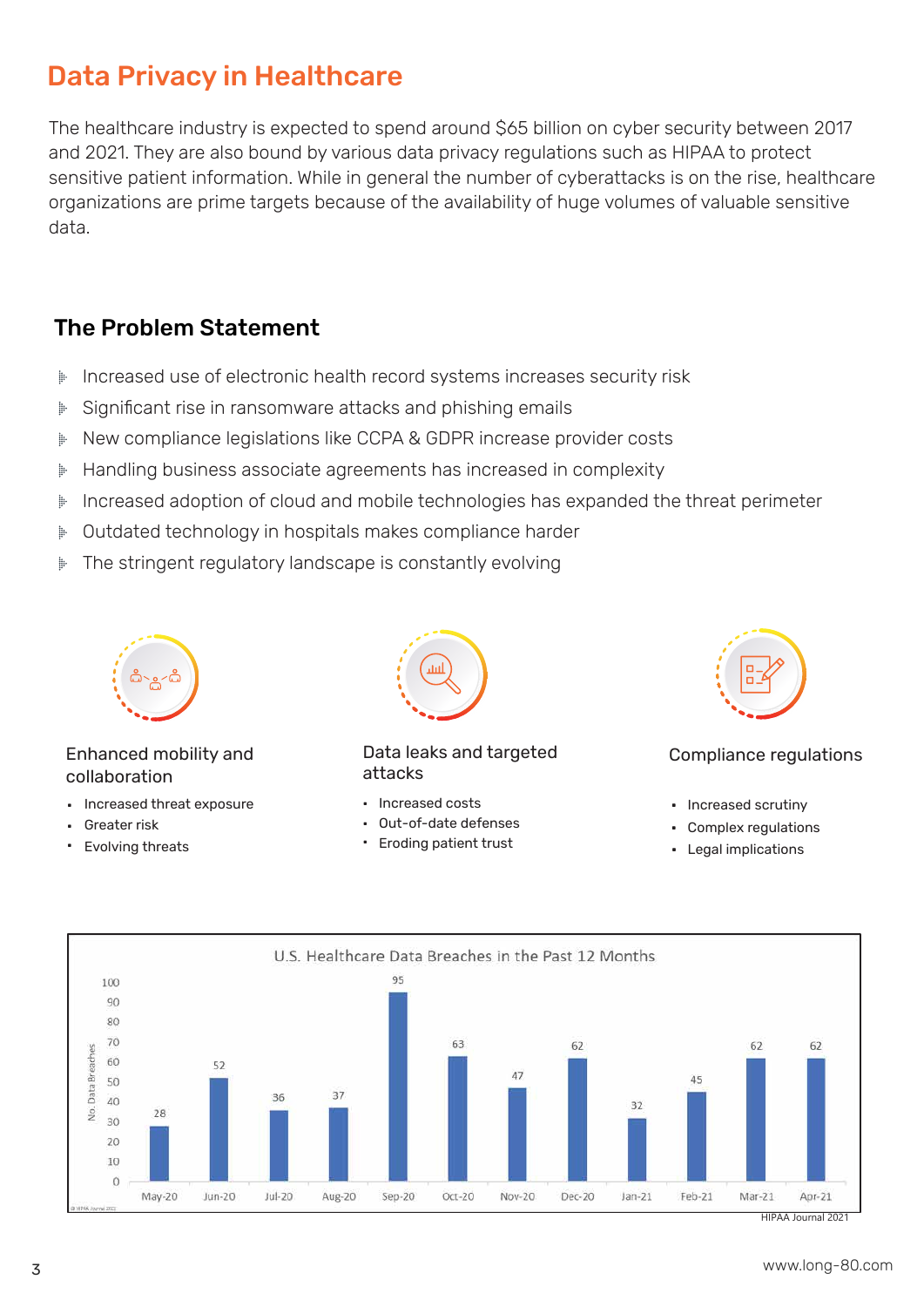# Data Privacy in Healthcare

The healthcare industry is expected to spend around $65 billion on cyber security between 2017 and 2021. They are also bound by various data privacy regulations such as HIPAA to protect sensitive patient information. While in general the number of cyberattacks is on the rise, healthcare organizations are prime targets because of the availability of huge volumes of valuable sensitive data.

## The Problem Statement

- Increased use of electronic health record systems increases security risk
- Significant rise in ransomware attacks and phishing emails
- New compliance legislations like CCPA & GDPR increase provider costs
- Handling business associate agreements has increased in complexity
- Increased adoption of cloud and mobile technologies has expanded the threat perimeter
- Outdated technology in hospitals makes compliance harder
- The stringent regulatory landscape is constantly evolving

### Enhanced mobility and collaboration

- Increased threat exposure
- Greater risk
- Evolving threats

### Data leaks and targeted attacks

- Increased costs
- Out-of-date defenses
- Eroding patient trust

### Compliance regulations

- Increased scrutiny
- Complex regulations
- Legal implications

**U.S. Healthcare Data Breaches in the Past 12 Months**

| Month | No. Data Breaches |
|---|---|
| May-20 | 28 |
| Jun-20 | 52 |
| Jul-20 | 36 |
| Aug-20 | 37 |
| Sep-20 | 95 |
| Oct-20 | 63 |
| Nov-20 | 47 |
| Dec-20 | 62 |
| Jan-21 | 32 |
| Feb-21 | 45 |
| Mar-21 | 62 |
| Apr-21 | 62 |

HIPAA Journal 2021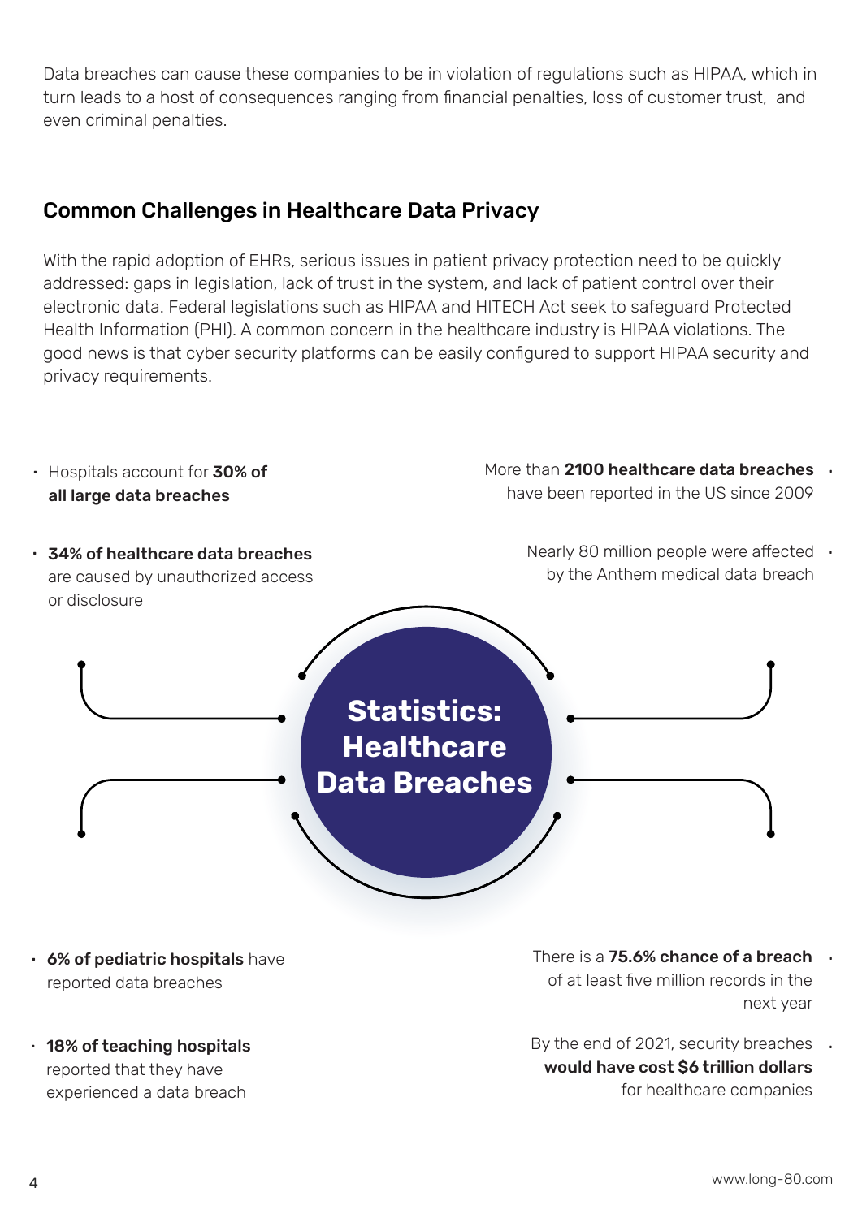Data breaches can cause these companies to be in violation of regulations such as HIPAA, which in turn leads to a host of consequences ranging from financial penalties, loss of customer trust, and even criminal penalties.

## Common Challenges in Healthcare Data Privacy

With the rapid adoption of EHRs, serious issues in patient privacy protection need to be quickly addressed: gaps in legislation, lack of trust in the system, and lack of patient control over their electronic data. Federal legislations such as HIPAA and HITECH Act seek to safeguard Protected Health Information (PHI). A common concern in the healthcare industry is HIPAA violations. The good news is that cyber security platforms can be easily configured to support HIPAA security and privacy requirements.

### Statistics: Healthcare Data Breaches

- Hospitals account for **30% of all large data breaches**
- **34% of healthcare data breaches** are caused by unauthorized access or disclosure
- More than **2100 healthcare data breaches** have been reported in the US since 2009
- Nearly 80 million people were affected by the Anthem medical data breach
- **6% of pediatric hospitals** have reported data breaches
- **18% of teaching hospitals** reported that they have experienced a data breach
- There is a **75.6% chance of a breach** of at least five million records in the next year
- By the end of 2021, security breaches **would have cost $6 trillion dollars** for healthcare companies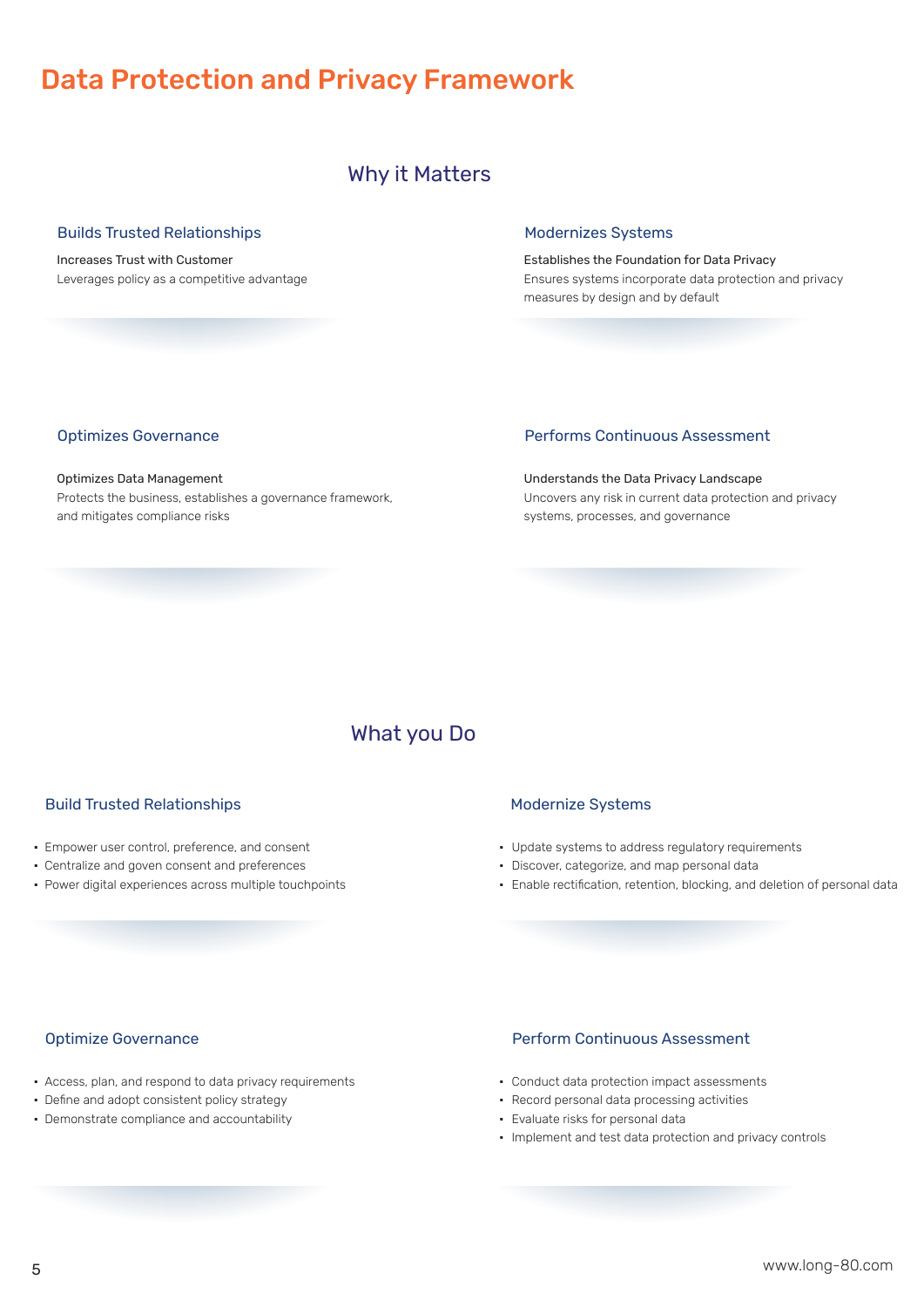# Data Protection and Privacy Framework

## Why it Matters

### Builds Trusted Relationships

Increases Trust with Customer

Leverages policy as a competitive advantage

### Modernizes Systems

Establishes the Foundation for Data Privacy

Ensures systems incorporate data protection and privacy measures by design and by default

### Optimizes Governance

Optimizes Data Management

Protects the business, establishes a governance framework, and mitigates compliance risks

### Performs Continuous Assessment

Understands the Data Privacy Landscape

Uncovers any risk in current data protection and privacy systems, processes, and governance

## What you Do

### Build Trusted Relationships

- Empower user control, preference, and consent
- Centralize and goven consent and preferences
- Power digital experiences across multiple touchpoints

### Modernize Systems

- Update systems to address regulatory requirements
- Discover, categorize, and map personal data
- Enable rectification, retention, blocking, and deletion of personal data

### Optimize Governance

- Access, plan, and respond to data privacy requirements
- Define and adopt consistent policy strategy
- Demonstrate compliance and accountability

### Perform Continuous Assessment

- Conduct data protection impact assessments
- Record personal data processing activities
- Evaluate risks for personal data
- Implement and test data protection and privacy controls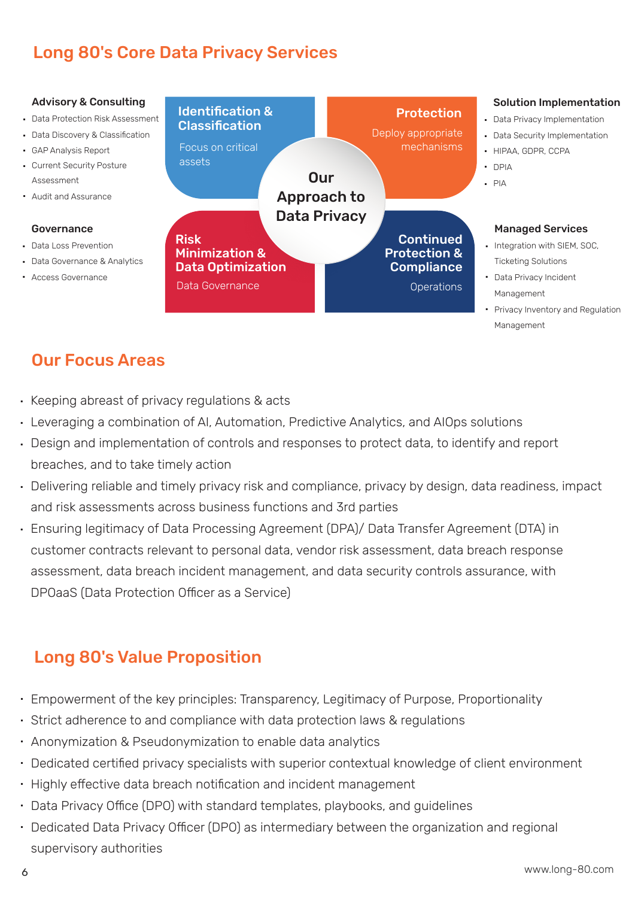## Long 80's Core Data Privacy Services

### Advisory & Consulting

- Data Protection Risk Assessment
- Data Discovery & Classification
- GAP Analysis Report
- Current Security Posture Assessment
- Audit and Assurance

### Governance

- Data Loss Prevention
- Data Governance & Analytics
- Access Governance

**Our Approach to Data Privacy**

**Identification & Classification**
Focus on critical assets

**Protection**
Deploy appropriate mechanisms

**Risk Minimization & Data Optimization**
Data Governance

**Continued Protection & Compliance**
Operations

### Solution Implementation

- Data Privacy Implementation
- Data Security Implementation
- HIPAA, GDPR, CCPA
- DPIA
- PIA

### Managed Services

- Integration with SIEM, SOC, Ticketing Solutions
- Data Privacy Incident Management
- Privacy Inventory and Regulation Management

## Our Focus Areas

- Keeping abreast of privacy regulations & acts
- Leveraging a combination of AI, Automation, Predictive Analytics, and AIOps solutions
- Design and implementation of controls and responses to protect data, to identify and report breaches, and to take timely action
- Delivering reliable and timely privacy risk and compliance, privacy by design, data readiness, impact and risk assessments across business functions and 3rd parties
- Ensuring legitimacy of Data Processing Agreement (DPA)/ Data Transfer Agreement (DTA) in customer contracts relevant to personal data, vendor risk assessment, data breach response assessment, data breach incident management, and data security controls assurance, with DPOaaS (Data Protection Officer as a Service)

## Long 80's Value Proposition

- Empowerment of the key principles: Transparency, Legitimacy of Purpose, Proportionality
- Strict adherence to and compliance with data protection laws & regulations
- Anonymization & Pseudonymization to enable data analytics
- Dedicated certified privacy specialists with superior contextual knowledge of client environment
- Highly effective data breach notification and incident management
- Data Privacy Office (DPO) with standard templates, playbooks, and guidelines
- Dedicated Data Privacy Officer (DPO) as intermediary between the organization and regional supervisory authorities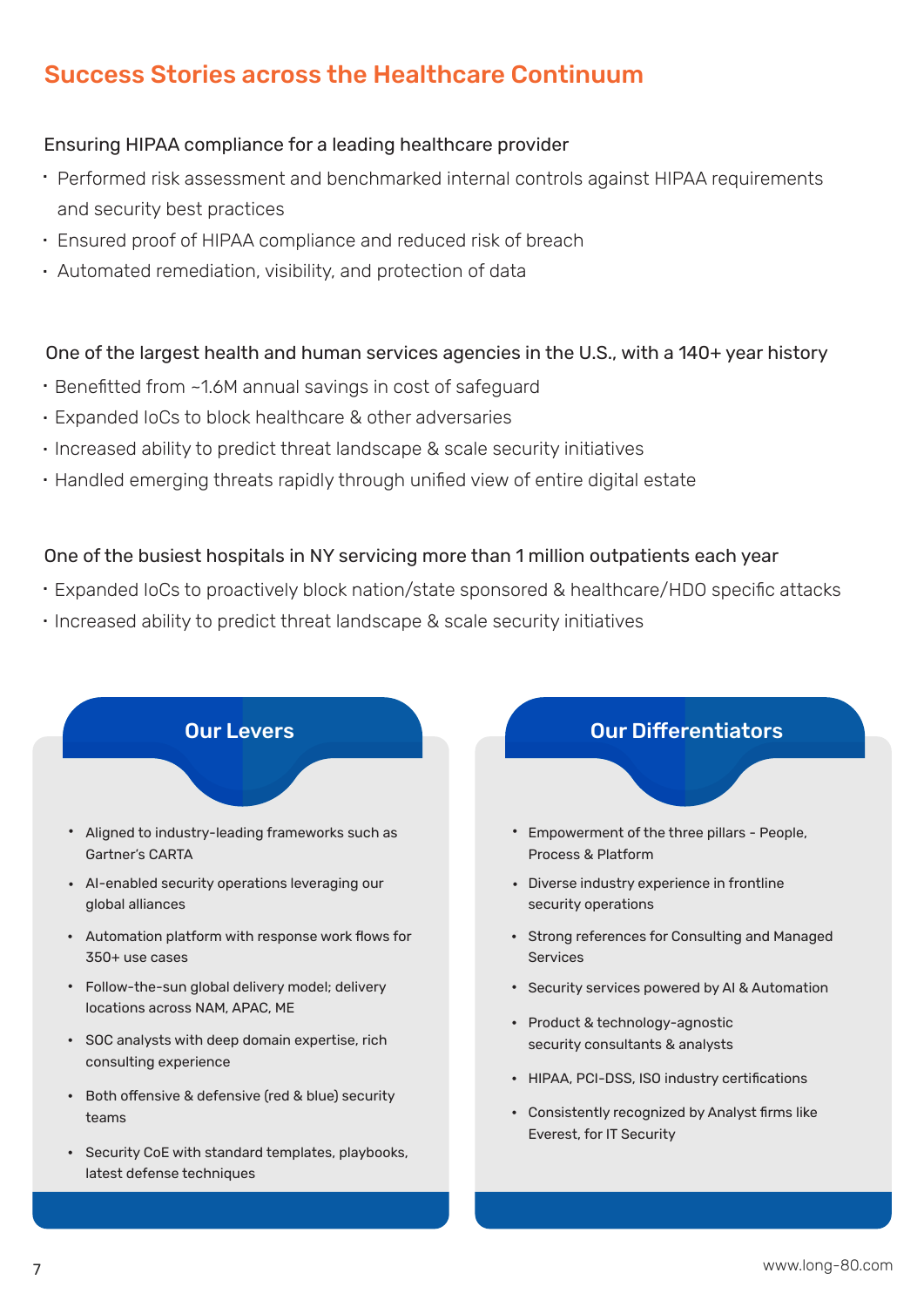## Success Stories across the Healthcare Continuum

### Ensuring HIPAA compliance for a leading healthcare provider

- Performed risk assessment and benchmarked internal controls against HIPAA requirements and security best practices
- Ensured proof of HIPAA compliance and reduced risk of breach
- Automated remediation, visibility, and protection of data

### One of the largest health and human services agencies in the U.S., with a 140+ year history

- Benefitted from ~1.6M annual savings in cost of safeguard
- Expanded IoCs to block healthcare & other adversaries
- Increased ability to predict threat landscape & scale security initiatives
- Handled emerging threats rapidly through unified view of entire digital estate

### One of the busiest hospitals in NY servicing more than 1 million outpatients each year

- Expanded IoCs to proactively block nation/state sponsored & healthcare/HDO specific attacks
- Increased ability to predict threat landscape & scale security initiatives

### Our Levers

- Aligned to industry-leading frameworks such as Gartner's CARTA
- AI-enabled security operations leveraging our global alliances
- Automation platform with response work flows for 350+ use cases
- Follow-the-sun global delivery model; delivery locations across NAM, APAC, ME
- SOC analysts with deep domain expertise, rich consulting experience
- Both offensive & defensive (red & blue) security teams
- Security CoE with standard templates, playbooks, latest defense techniques

### Our Differentiators

- Empowerment of the three pillars - People, Process & Platform
- Diverse industry experience in frontline security operations
- Strong references for Consulting and Managed Services
- Security services powered by AI & Automation
- Product & technology-agnostic security consultants & analysts
- HIPAA, PCI-DSS, ISO industry certifications
- Consistently recognized by Analyst firms like Everest, for IT Security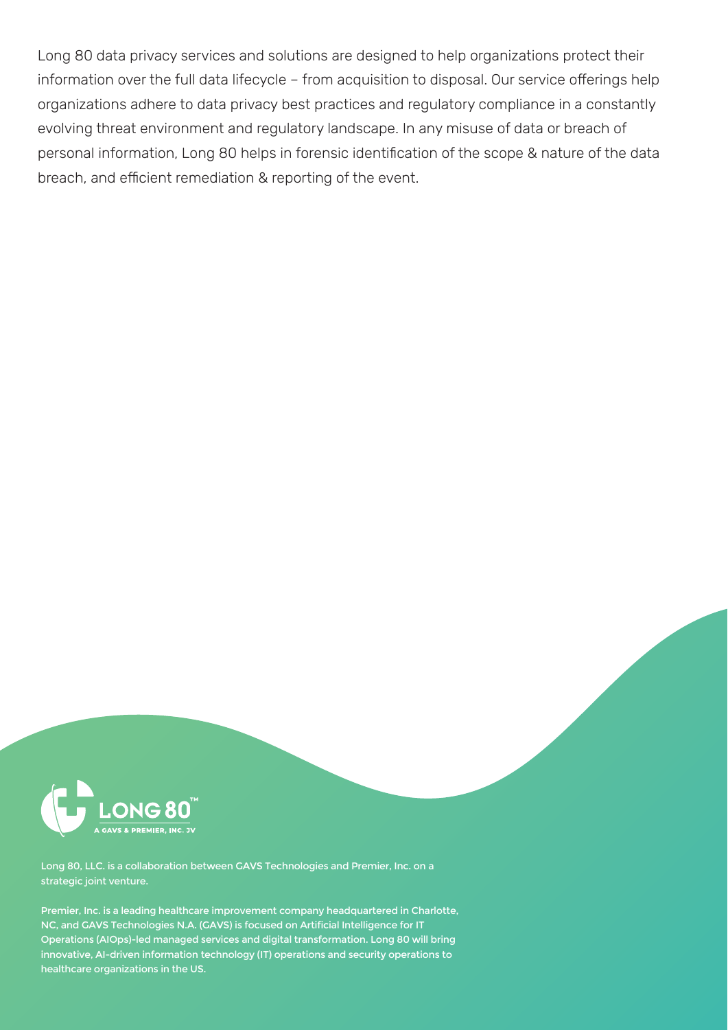Long 80 data privacy services and solutions are designed to help organizations protect their information over the full data lifecycle – from acquisition to disposal. Our service offerings help organizations adhere to data privacy best practices and regulatory compliance in a constantly evolving threat environment and regulatory landscape. In any misuse of data or breach of personal information, Long 80 helps in forensic identification of the scope & nature of the data breach, and efficient remediation & reporting of the event.

LONG 80™

A GAVS & PREMIER, INC. JV

Long 80, LLC. is a collaboration between GAVS Technologies and Premier, Inc. on a strategic joint venture.

Premier, Inc. is a leading healthcare improvement company headquartered in Charlotte, NC, and GAVS Technologies N.A. (GAVS) is focused on Artificial Intelligence for IT Operations (AIOps)-led managed services and digital transformation. Long 80 will bring innovative, AI-driven information technology (IT) operations and security operations to healthcare organizations in the US.